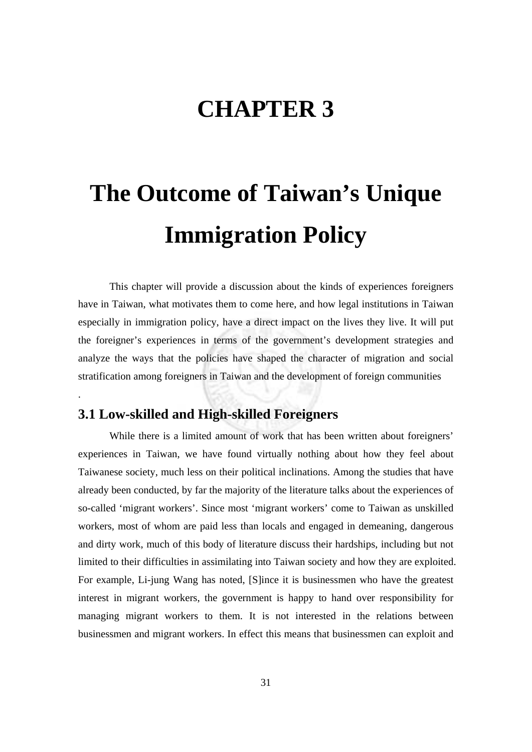# CHAPTER 3

# The Outcome of Taiwan's Unique Immigration Policy

This chapter will provide a discussion about the kinds of experiences foreigners have in Taiwan, what motivates them to come here, and how legal institutions in Taiwan especially in immigration policy, have a direct impact on the lives they live. It will put the foreigner's experiences in terms of the government's development strategies and analyze the ways that the policies have shaped the character of migration and social stratification among foreigners in Taiwan and the development of foreign communities

.

## 3.1 Low-skilled and High-skilled Foreigners

While there is a limited amount of work that has been written about foreigners' experiences in Taiwan, we have found virtually nothing about how they feel about Taiwanese society, much less on their political inclinations. Among the studies that have already been conducted, by far the majority of the literature talks about the experiences of so-called 'migrant workers'. Since most 'migrant workers' come to Taiwan as unskilled workers, most of whom are paid less than locals and engaged in demeaning, dangerous and dirty work, much of this body of literature discuss their hardships, including but not limited to their difficulties in assimilating into Taiwan society and how they are exploited. For example, Li-jung Wang has noted, [S]ince it is businessmen who have the greatest interest in migrant workers, the government is happy to hand over responsibility for managing migrant workers to them. It is not interested in the relations between businessmen and migrant workers. In effect this means that businessmen can exploit and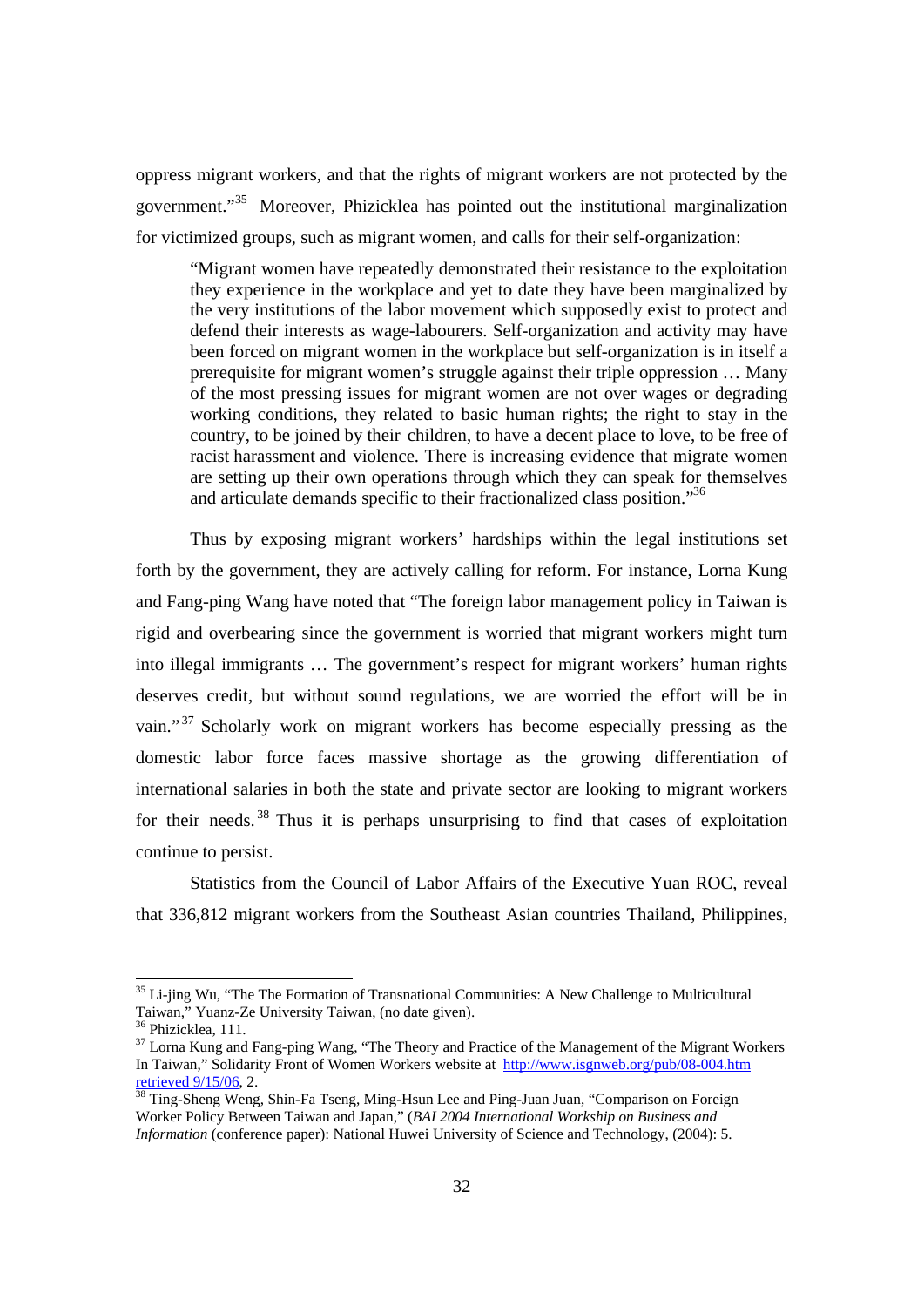oppress migrant workers, and that the rights of migrant workers are not protected by the government."[35] Moreover, Phizicklea has pointed out the institutional marginalization for victimized groups, such as migrant women, and calls for their self-organization:

> "Migrant women have repeatedly demonstrated their resistance to the exploitation they experience in the workplace and yet to date they have been marginalized by the very institutions of the labor movement which supposedly exist to protect and defend their interests as wage-labourers. Self-organization and activity may have been forced on migrant women in the workplace but self-organization is in itself a prerequisite for migrant women's struggle against their triple oppression … Many of the most pressing issues for migrant women are not over wages or degrading working conditions, they related to basic human rights; the right to stay in the country, to be joined by their children, to have a decent place to love, to be free of racist harassment and violence. There is increasing evidence that migrate women are setting up their own operations through which they can speak for themselves and articulate demands specific to their fractionalized class position."[36]

Thus by exposing migrant workers' hardships within the legal institutions set forth by the government, they are actively calling for reform. For instance, Lorna Kung and Fang-ping Wang have noted that "The foreign labor management policy in Taiwan is rigid and overbearing since the government is worried that migrant workers might turn into illegal immigrants … The government's respect for migrant workers' human rights deserves credit, but without sound regulations, we are worried the effort will be in vain."[37] Scholarly work on migrant workers has become especially pressing as the domestic labor force faces massive shortage as the growing differentiation of international salaries in both the state and private sector are looking to migrant workers for their needs.[38] Thus it is perhaps unsurprising to find that cases of exploitation continue to persist.

Statistics from the Council of Labor Affairs of the Executive Yuan ROC, reveal that 336,812 migrant workers from the Southeast Asian countries Thailand, Philippines,

---

[35] Li-jing Wu, "The The Formation of Transnational Communities: A New Challenge to Multicultural Taiwan," Yuanz-Ze University Taiwan, (no date given).

[36] Phizicklea, 111.

[37] Lorna Kung and Fang-ping Wang, "The Theory and Practice of the Management of the Migrant Workers In Taiwan," Solidarity Front of Women Workers website at http://www.isgnweb.org/pub/08-004.htm retrieved 9/15/06, 2.

[38] Ting-Sheng Weng, Shin-Fa Tseng, Ming-Hsun Lee and Ping-Juan Juan, "Comparison on Foreign Worker Policy Between Taiwan and Japan," (*BAI 2004 International Workship on Business and Information* (conference paper): National Huwei University of Science and Technology, (2004): 5.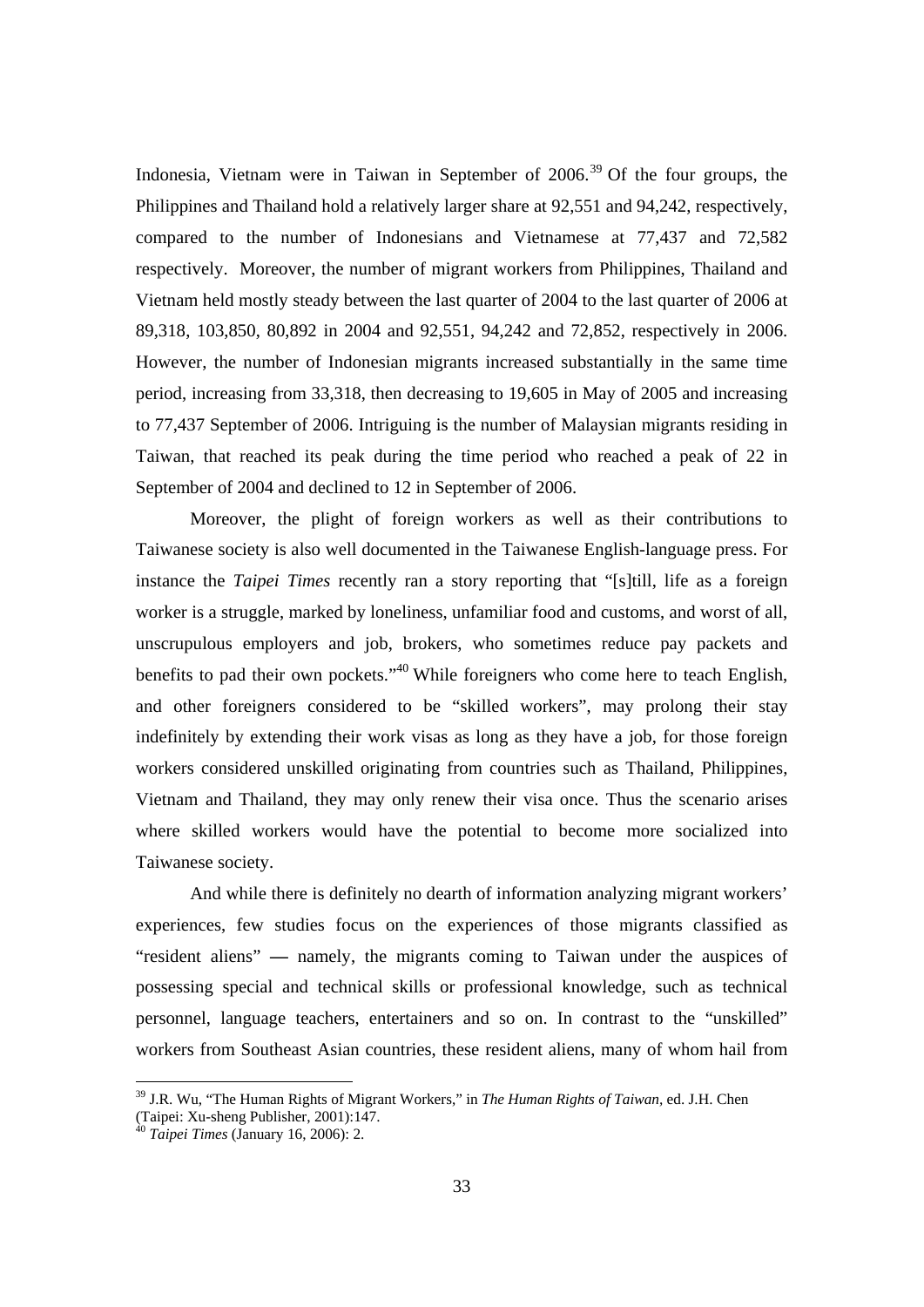Indonesia, Vietnam were in Taiwan in September of 2006.[39] Of the four groups, the Philippines and Thailand hold a relatively larger share at 92,551 and 94,242, respectively, compared to the number of Indonesians and Vietnamese at 77,437 and 72,582 respectively. Moreover, the number of migrant workers from Philippines, Thailand and Vietnam held mostly steady between the last quarter of 2004 to the last quarter of 2006 at 89,318, 103,850, 80,892 in 2004 and 92,551, 94,242 and 72,852, respectively in 2006. However, the number of Indonesian migrants increased substantially in the same time period, increasing from 33,318, then decreasing to 19,605 in May of 2005 and increasing to 77,437 September of 2006. Intriguing is the number of Malaysian migrants residing in Taiwan, that reached its peak during the time period who reached a peak of 22 in September of 2004 and declined to 12 in September of 2006.

Moreover, the plight of foreign workers as well as their contributions to Taiwanese society is also well documented in the Taiwanese English-language press. For instance the *Taipei Times* recently ran a story reporting that "[s]till, life as a foreign worker is a struggle, marked by loneliness, unfamiliar food and customs, and worst of all, unscrupulous employers and job, brokers, who sometimes reduce pay packets and benefits to pad their own pockets."[40] While foreigners who come here to teach English, and other foreigners considered to be "skilled workers", may prolong their stay indefinitely by extending their work visas as long as they have a job, for those foreign workers considered unskilled originating from countries such as Thailand, Philippines, Vietnam and Thailand, they may only renew their visa once. Thus the scenario arises where skilled workers would have the potential to become more socialized into Taiwanese society.

And while there is definitely no dearth of information analyzing migrant workers' experiences, few studies focus on the experiences of those migrants classified as "resident aliens" — namely, the migrants coming to Taiwan under the auspices of possessing special and technical skills or professional knowledge, such as technical personnel, language teachers, entertainers and so on. In contrast to the "unskilled" workers from Southeast Asian countries, these resident aliens, many of whom hail from

---

[39] J.R. Wu, "The Human Rights of Migrant Workers," in *The Human Rights of Taiwan*, ed. J.H. Chen (Taipei: Xu-sheng Publisher, 2001):147.

[40] *Taipei Times* (January 16, 2006): 2.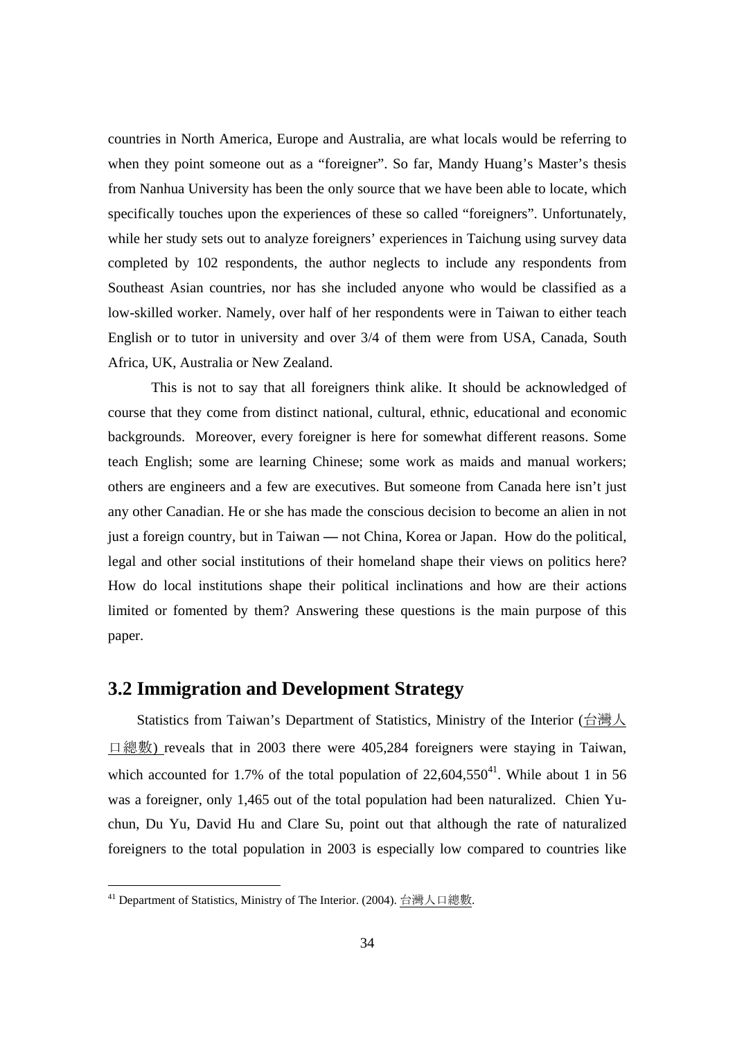countries in North America, Europe and Australia, are what locals would be referring to when they point someone out as a "foreigner". So far, Mandy Huang's Master's thesis from Nanhua University has been the only source that we have been able to locate, which specifically touches upon the experiences of these so called "foreigners". Unfortunately, while her study sets out to analyze foreigners' experiences in Taichung using survey data completed by 102 respondents, the author neglects to include any respondents from Southeast Asian countries, nor has she included anyone who would be classified as a low-skilled worker. Namely, over half of her respondents were in Taiwan to either teach English or to tutor in university and over 3/4 of them were from USA, Canada, South Africa, UK, Australia or New Zealand.

This is not to say that all foreigners think alike. It should be acknowledged of course that they come from distinct national, cultural, ethnic, educational and economic backgrounds. Moreover, every foreigner is here for somewhat different reasons. Some teach English; some are learning Chinese; some work as maids and manual workers; others are engineers and a few are executives. But someone from Canada here isn't just any other Canadian. He or she has made the conscious decision to become an alien in not just a foreign country, but in Taiwan — not China, Korea or Japan. How do the political, legal and other social institutions of their homeland shape their views on politics here? How do local institutions shape their political inclinations and how are their actions limited or fomented by them? Answering these questions is the main purpose of this paper.

## 3.2 Immigration and Development Strategy

Statistics from Taiwan's Department of Statistics, Ministry of the Interior (台灣人口總數) reveals that in 2003 there were 405,284 foreigners were staying in Taiwan, which accounted for 1.7% of the total population of 22,604,550[41]. While about 1 in 56 was a foreigner, only 1,465 out of the total population had been naturalized. Chien Yu-chun, Du Yu, David Hu and Clare Su, point out that although the rate of naturalized foreigners to the total population in 2003 is especially low compared to countries like

[41] Department of Statistics, Ministry of The Interior. (2004). 台灣人口總數.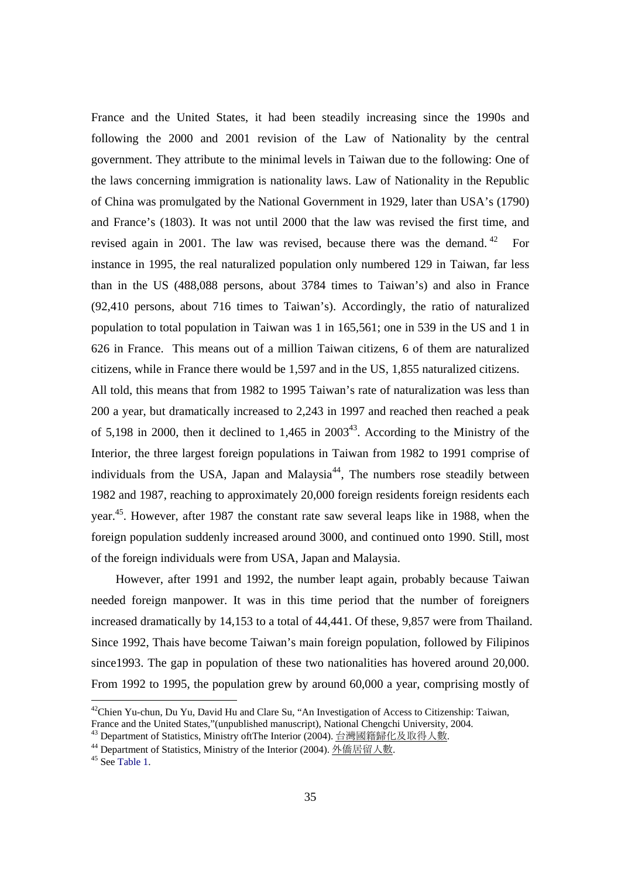France and the United States, it had been steadily increasing since the 1990s and following the 2000 and 2001 revision of the Law of Nationality by the central government. They attribute to the minimal levels in Taiwan due to the following: One of the laws concerning immigration is nationality laws. Law of Nationality in the Republic of China was promulgated by the National Government in 1929, later than USA's (1790) and France's (1803). It was not until 2000 that the law was revised the first time, and revised again in 2001. The law was revised, because there was the demand.[42] For instance in 1995, the real naturalized population only numbered 129 in Taiwan, far less than in the US (488,088 persons, about 3784 times to Taiwan's) and also in France (92,410 persons, about 716 times to Taiwan's). Accordingly, the ratio of naturalized population to total population in Taiwan was 1 in 165,561; one in 539 in the US and 1 in 626 in France. This means out of a million Taiwan citizens, 6 of them are naturalized citizens, while in France there would be 1,597 and in the US, 1,855 naturalized citizens.

All told, this means that from 1982 to 1995 Taiwan's rate of naturalization was less than 200 a year, but dramatically increased to 2,243 in 1997 and reached then reached a peak of 5,198 in 2000, then it declined to 1,465 in 2003[43]. According to the Ministry of the Interior, the three largest foreign populations in Taiwan from 1982 to 1991 comprise of individuals from the USA, Japan and Malaysia[44], The numbers rose steadily between 1982 and 1987, reaching to approximately 20,000 foreign residents foreign residents each year.[45]. However, after 1987 the constant rate saw several leaps like in 1988, when the foreign population suddenly increased around 3000, and continued onto 1990. Still, most of the foreign individuals were from USA, Japan and Malaysia.

However, after 1991 and 1992, the number leapt again, probably because Taiwan needed foreign manpower. It was in this time period that the number of foreigners increased dramatically by 14,153 to a total of 44,441. Of these, 9,857 were from Thailand. Since 1992, Thais have become Taiwan's main foreign population, followed by Filipinos since1993. The gap in population of these two nationalities has hovered around 20,000. From 1992 to 1995, the population grew by around 60,000 a year, comprising mostly of

---

[42] Chien Yu-chun, Du Yu, David Hu and Clare Su, "An Investigation of Access to Citizenship: Taiwan, France and the United States,"(unpublished manuscript), National Chengchi University, 2004.

[43] Department of Statistics, Ministry oftThe Interior (2004). 台灣國籍歸化及取得人數.

[44] Department of Statistics, Ministry of the Interior (2004). 外僑居留人數.

[45] See Table 1.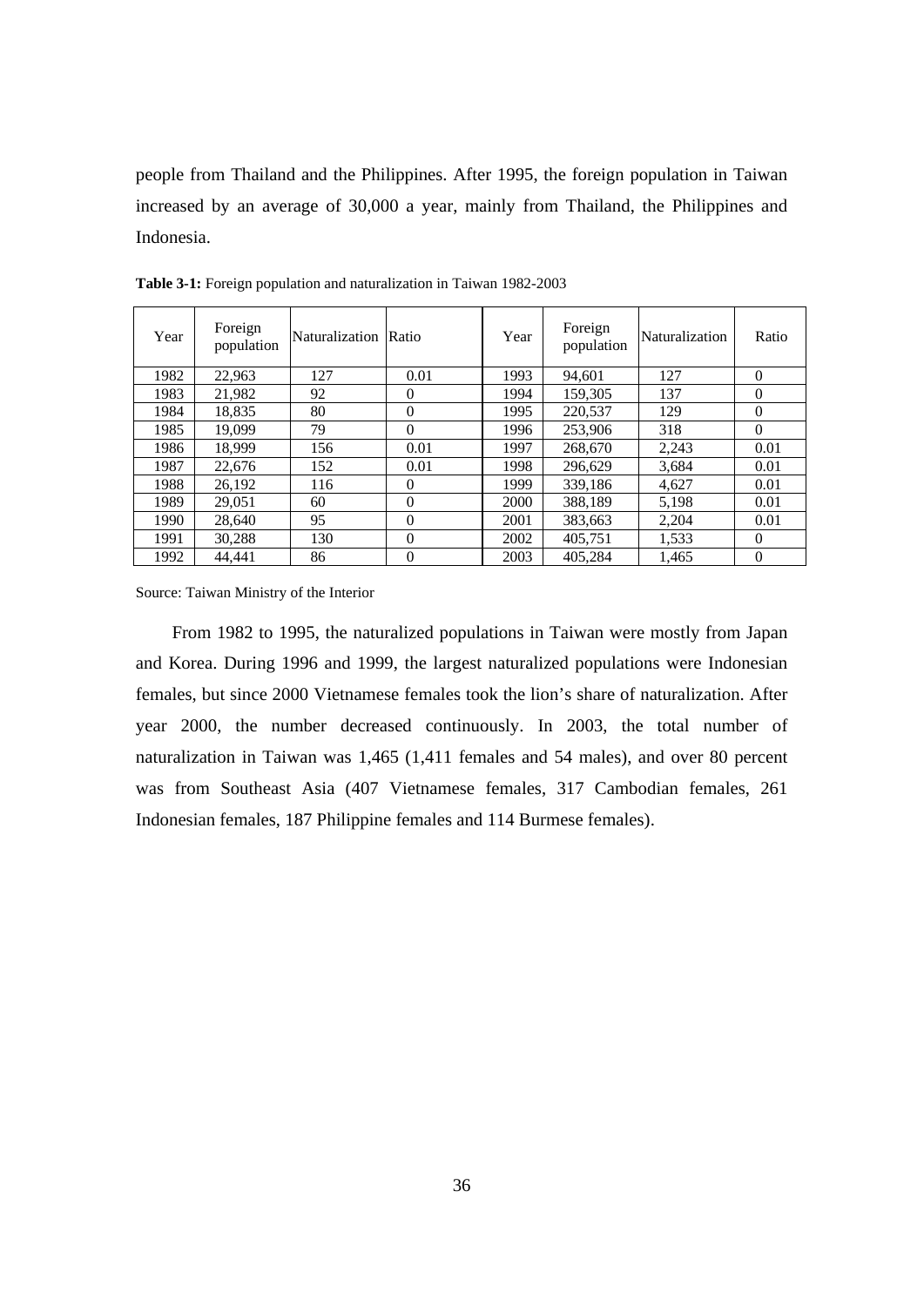people from Thailand and the Philippines. After 1995, the foreign population in Taiwan increased by an average of 30,000 a year, mainly from Thailand, the Philippines and Indonesia.

**Table 3-1:** Foreign population and naturalization in Taiwan 1982-2003

| Year | Foreign population | Naturalization | Ratio | Year | Foreign population | Naturalization | Ratio |
|---|---|---|---|---|---|---|---|
| 1982 | 22,963 | 127 | 0.01 | 1993 | 94,601 | 127 | 0 |
| 1983 | 21,982 | 92 | 0 | 1994 | 159,305 | 137 | 0 |
| 1984 | 18,835 | 80 | 0 | 1995 | 220,537 | 129 | 0 |
| 1985 | 19,099 | 79 | 0 | 1996 | 253,906 | 318 | 0 |
| 1986 | 18,999 | 156 | 0.01 | 1997 | 268,670 | 2,243 | 0.01 |
| 1987 | 22,676 | 152 | 0.01 | 1998 | 296,629 | 3,684 | 0.01 |
| 1988 | 26,192 | 116 | 0 | 1999 | 339,186 | 4,627 | 0.01 |
| 1989 | 29,051 | 60 | 0 | 2000 | 388,189 | 5,198 | 0.01 |
| 1990 | 28,640 | 95 | 0 | 2001 | 383,663 | 2,204 | 0.01 |
| 1991 | 30,288 | 130 | 0 | 2002 | 405,751 | 1,533 | 0 |
| 1992 | 44,441 | 86 | 0 | 2003 | 405,284 | 1,465 | 0 |

Source: Taiwan Ministry of the Interior

From 1982 to 1995, the naturalized populations in Taiwan were mostly from Japan and Korea. During 1996 and 1999, the largest naturalized populations were Indonesian females, but since 2000 Vietnamese females took the lion's share of naturalization. After year 2000, the number decreased continuously. In 2003, the total number of naturalization in Taiwan was 1,465 (1,411 females and 54 males), and over 80 percent was from Southeast Asia (407 Vietnamese females, 317 Cambodian females, 261 Indonesian females, 187 Philippine females and 114 Burmese females).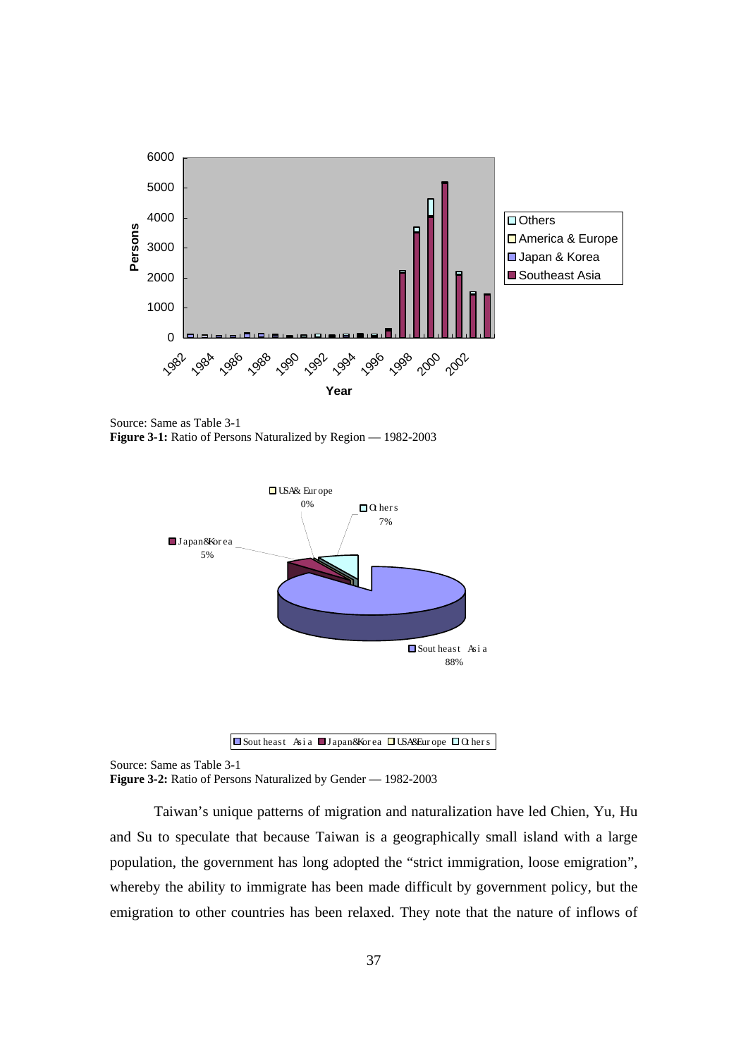Source: Same as Table 3-1

**Figure 3-1:** Ratio of Persons Naturalized by Region — 1982-2003

Source: Same as Table 3-1

**Figure 3-2:** Ratio of Persons Naturalized by Gender — 1982-2003

Taiwan's unique patterns of migration and naturalization have led Chien, Yu, Hu and Su to speculate that because Taiwan is a geographically small island with a large population, the government has long adopted the "strict immigration, loose emigration", whereby the ability to immigrate has been made difficult by government policy, but the emigration to other countries has been relaxed. They note that the nature of inflows of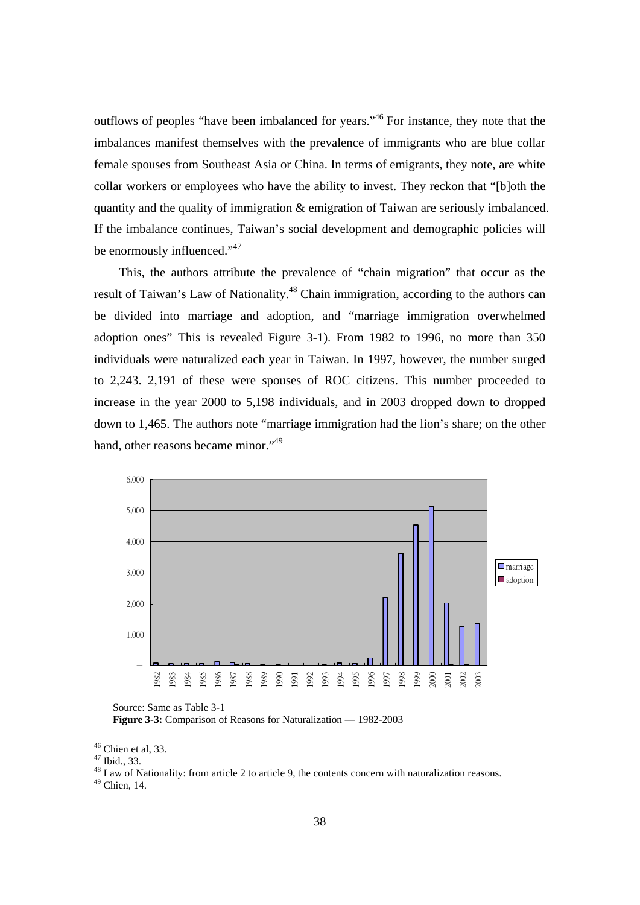outflows of peoples "have been imbalanced for years."[46] For instance, they note that the imbalances manifest themselves with the prevalence of immigrants who are blue collar female spouses from Southeast Asia or China. In terms of emigrants, they note, are white collar workers or employees who have the ability to invest. They reckon that "[b]oth the quantity and the quality of immigration & emigration of Taiwan are seriously imbalanced. If the imbalance continues, Taiwan's social development and demographic policies will be enormously influenced."[47]

This, the authors attribute the prevalence of "chain migration" that occur as the result of Taiwan's Law of Nationality.[48] Chain immigration, according to the authors can be divided into marriage and adoption, and "marriage immigration overwhelmed adoption ones" This is revealed Figure 3-1). From 1982 to 1996, no more than 350 individuals were naturalized each year in Taiwan. In 1997, however, the number surged to 2,243. 2,191 of these were spouses of ROC citizens. This number proceeded to increase in the year 2000 to 5,198 individuals, and in 2003 dropped down to dropped down to 1,465. The authors note "marriage immigration had the lion's share; on the other hand, other reasons became minor."[49]

Source: Same as Table 3-1

**Figure 3-3:** Comparison of Reasons for Naturalization — 1982-2003

[46] Chien et al, 33.
[47] Ibid., 33.
[48] Law of Nationality: from article 2 to article 9, the contents concern with naturalization reasons.
[49] Chien, 14.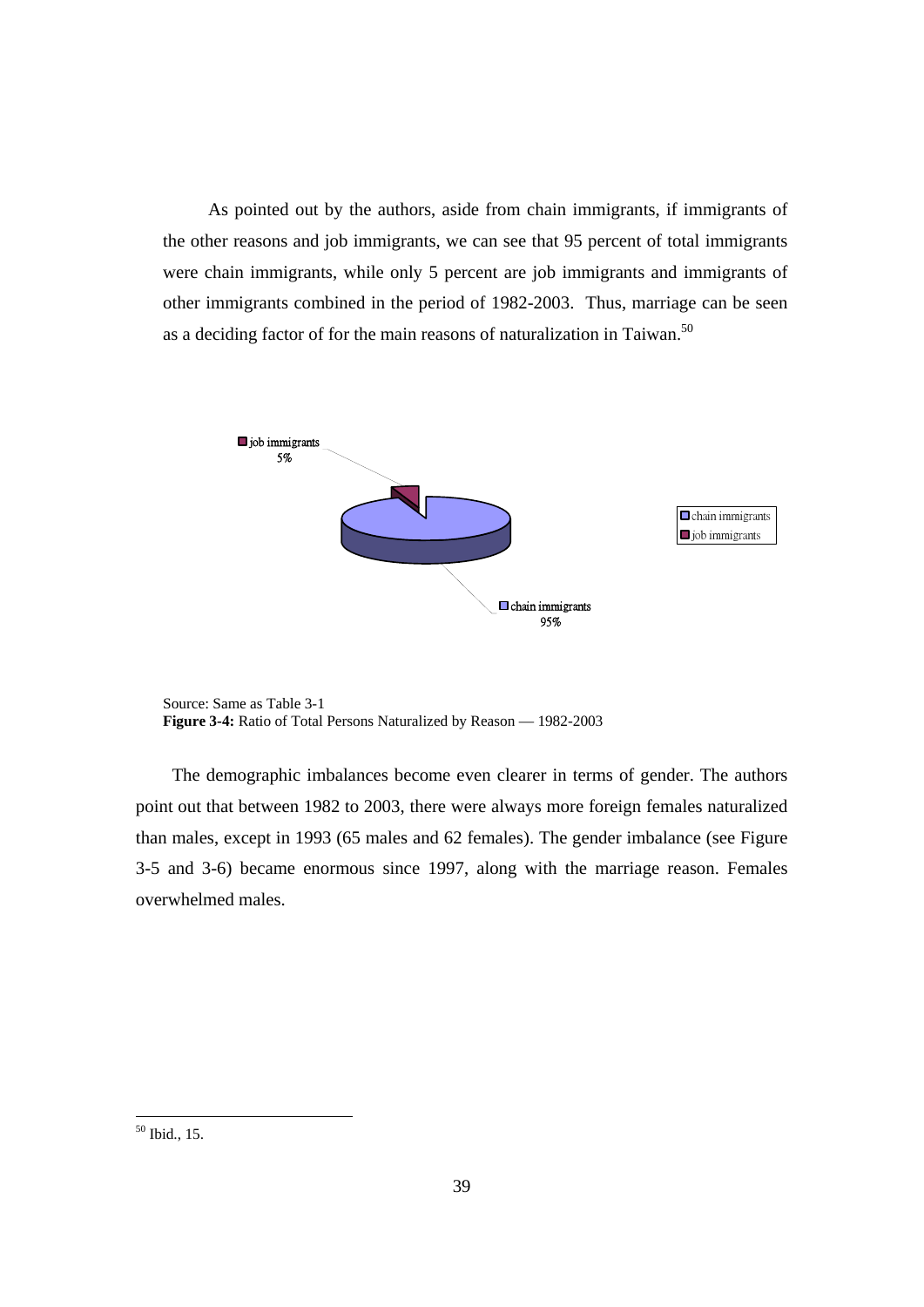As pointed out by the authors, aside from chain immigrants, if immigrants of the other reasons and job immigrants, we can see that 95 percent of total immigrants were chain immigrants, while only 5 percent are job immigrants and immigrants of other immigrants combined in the period of 1982-2003. Thus, marriage can be seen as a deciding factor of for the main reasons of naturalization in Taiwan.[50]

job immigrants 5%

chain immigrants 95%

Source: Same as Table 3-1

**Figure 3-4:** Ratio of Total Persons Naturalized by Reason — 1982-2003

The demographic imbalances become even clearer in terms of gender. The authors point out that between 1982 to 2003, there were always more foreign females naturalized than males, except in 1993 (65 males and 62 females). The gender imbalance (see Figure 3-5 and 3-6) became enormous since 1997, along with the marriage reason. Females overwhelmed males.

---

[50] Ibid., 15.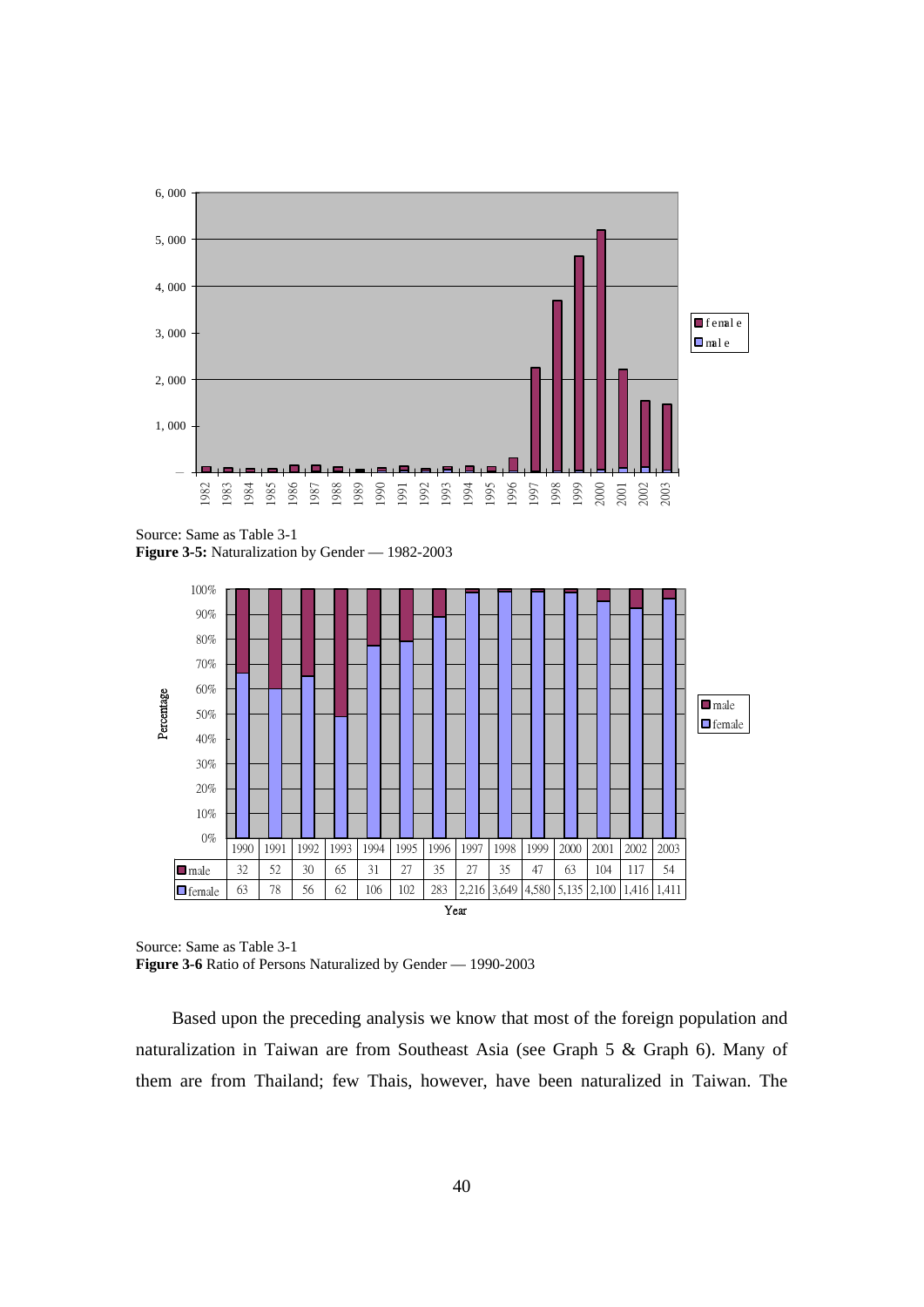Source: Same as Table 3-1
**Figure 3-5:** Naturalization by Gender — 1982-2003

| | 1990 | 1991 | 1992 | 1993 | 1994 | 1995 | 1996 | 1997 | 1998 | 1999 | 2000 | 2001 | 2002 | 2003 |
|---|---|---|---|---|---|---|---|---|---|---|---|---|---|---|
| male | 32 | 52 | 30 | 65 | 31 | 27 | 35 | 27 | 35 | 47 | 63 | 104 | 117 | 54 |
| female | 63 | 78 | 56 | 62 | 106 | 102 | 283 | 2,216 | 3,649 | 4,580 | 5,135 | 2,100 | 1,416 | 1,411 |

Source: Same as Table 3-1
**Figure 3-6** Ratio of Persons Naturalized by Gender — 1990-2003

Based upon the preceding analysis we know that most of the foreign population and naturalization in Taiwan are from Southeast Asia (see Graph 5 & Graph 6). Many of them are from Thailand; few Thais, however, have been naturalized in Taiwan. The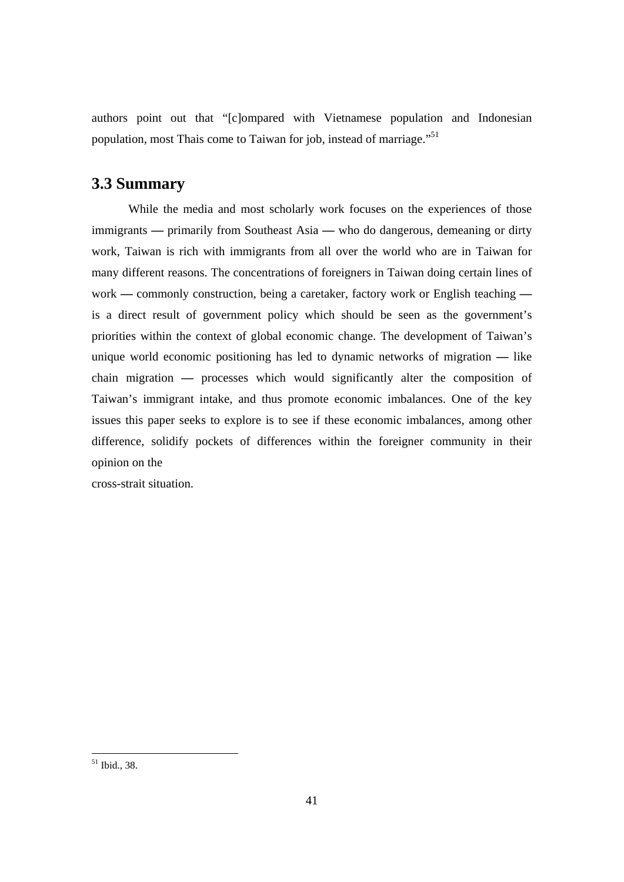authors point out that "[c]ompared with Vietnamese population and Indonesian population, most Thais come to Taiwan for job, instead of marriage."[51]

## 3.3 Summary

While the media and most scholarly work focuses on the experiences of those immigrants — primarily from Southeast Asia — who do dangerous, demeaning or dirty work, Taiwan is rich with immigrants from all over the world who are in Taiwan for many different reasons. The concentrations of foreigners in Taiwan doing certain lines of work — commonly construction, being a caretaker, factory work or English teaching — is a direct result of government policy which should be seen as the government's priorities within the context of global economic change. The development of Taiwan's unique world economic positioning has led to dynamic networks of migration — like chain migration — processes which would significantly alter the composition of Taiwan's immigrant intake, and thus promote economic imbalances. One of the key issues this paper seeks to explore is to see if these economic imbalances, among other difference, solidify pockets of differences within the foreigner community in their opinion on the cross-strait situation.

[51] Ibid., 38.